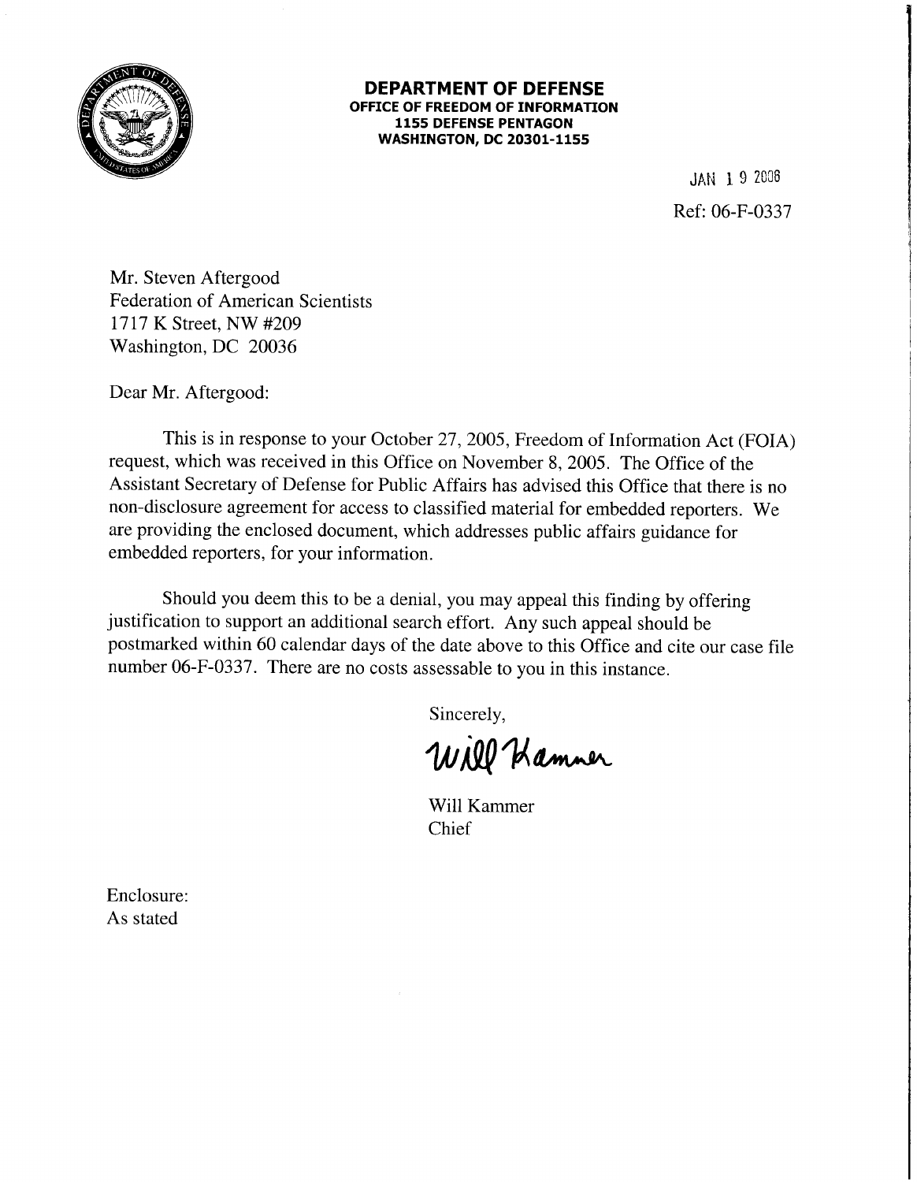# DEPARTMENT OF DEFENSE

**OFFICE OF FREEDOM OF INFORMATION**
**1155 DEFENSE PENTAGON**
**WASHINGTON, DC 20301-1155**

JAN 19 2006

Ref: 06-F-0337

Mr. Steven Aftergood
Federation of American Scientists
1717 K Street, NW #209
Washington, DC 20036

Dear Mr. Aftergood:

This is in response to your October 27, 2005, Freedom of Information Act (FOIA) request, which was received in this Office on November 8, 2005. The Office of the Assistant Secretary of Defense for Public Affairs has advised this Office that there is no non-disclosure agreement for access to classified material for embedded reporters. We are providing the enclosed document, which addresses public affairs guidance for embedded reporters, for your information.

Should you deem this to be a denial, you may appeal this finding by offering justification to support an additional search effort. Any such appeal should be postmarked within 60 calendar days of the date above to this Office and cite our case file number 06-F-0337. There are no costs assessable to you in this instance.

Sincerely,

Will Kammer

Will Kammer
Chief

Enclosure:
As stated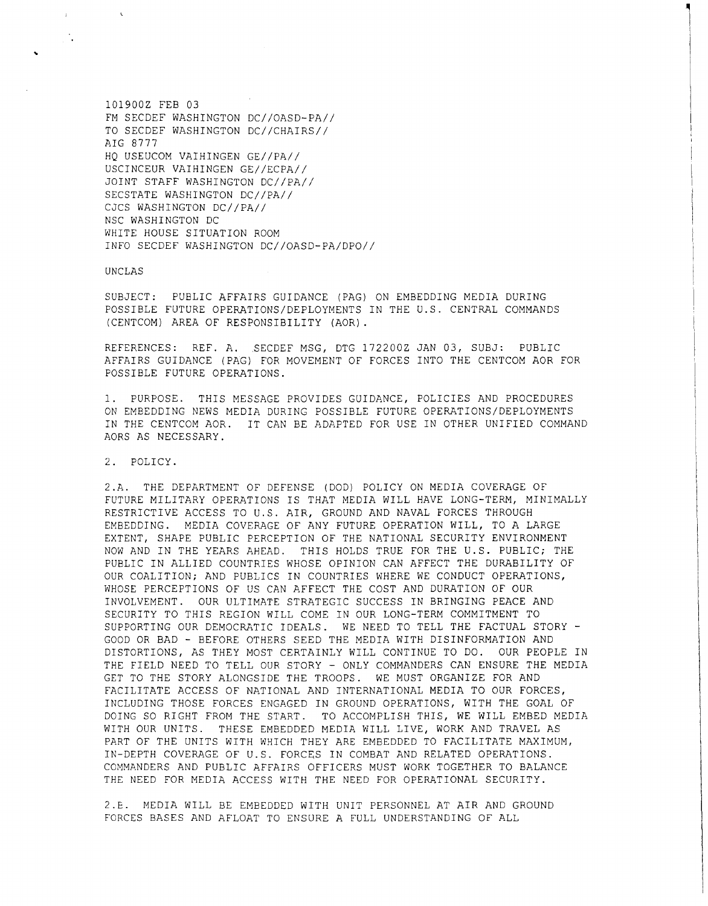101900Z FEB 03
FM SECDEF WASHINGTON DC//OASD-PA//
TO SECDEF WASHINGTON DC//CHAIRS//
AIG 8777
HQ USEUCOM VAIHINGEN GE//PA//
USCINCEUR VAIHINGEN GE//ECPA//
JOINT STAFF WASHINGTON DC//PA//
SECSTATE WASHINGTON DC//PA//
CJCS WASHINGTON DC//PA//
NSC WASHINGTON DC
WHITE HOUSE SITUATION ROOM
INFO SECDEF WASHINGTON DC//OASD-PA/DPO//

UNCLAS

SUBJECT: PUBLIC AFFAIRS GUIDANCE (PAG) ON EMBEDDING MEDIA DURING POSSIBLE FUTURE OPERATIONS/DEPLOYMENTS IN THE U.S. CENTRAL COMMANDS (CENTCOM) AREA OF RESPONSIBILITY (AOR).

REFERENCES: REF. A. SECDEF MSG, DTG 172200Z JAN 03, SUBJ: PUBLIC AFFAIRS GUIDANCE (PAG) FOR MOVEMENT OF FORCES INTO THE CENTCOM AOR FOR POSSIBLE FUTURE OPERATIONS.

1. PURPOSE. THIS MESSAGE PROVIDES GUIDANCE, POLICIES AND PROCEDURES ON EMBEDDING NEWS MEDIA DURING POSSIBLE FUTURE OPERATIONS/DEPLOYMENTS IN THE CENTCOM AOR. IT CAN BE ADAPTED FOR USE IN OTHER UNIFIED COMMAND AORS AS NECESSARY.

2. POLICY.

2.A. THE DEPARTMENT OF DEFENSE (DOD) POLICY ON MEDIA COVERAGE OF FUTURE MILITARY OPERATIONS IS THAT MEDIA WILL HAVE LONG-TERM, MINIMALLY RESTRICTIVE ACCESS TO U.S. AIR, GROUND AND NAVAL FORCES THROUGH EMBEDDING. MEDIA COVERAGE OF ANY FUTURE OPERATION WILL, TO A LARGE EXTENT, SHAPE PUBLIC PERCEPTION OF THE NATIONAL SECURITY ENVIRONMENT NOW AND IN THE YEARS AHEAD. THIS HOLDS TRUE FOR THE U.S. PUBLIC; THE PUBLIC IN ALLIED COUNTRIES WHOSE OPINION CAN AFFECT THE DURABILITY OF OUR COALITION; AND PUBLICS IN COUNTRIES WHERE WE CONDUCT OPERATIONS, WHOSE PERCEPTIONS OF US CAN AFFECT THE COST AND DURATION OF OUR INVOLVEMENT. OUR ULTIMATE STRATEGIC SUCCESS IN BRINGING PEACE AND SECURITY TO THIS REGION WILL COME IN OUR LONG-TERM COMMITMENT TO SUPPORTING OUR DEMOCRATIC IDEALS. WE NEED TO TELL THE FACTUAL STORY - GOOD OR BAD - BEFORE OTHERS SEED THE MEDIA WITH DISINFORMATION AND DISTORTIONS, AS THEY MOST CERTAINLY WILL CONTINUE TO DO. OUR PEOPLE IN THE FIELD NEED TO TELL OUR STORY - ONLY COMMANDERS CAN ENSURE THE MEDIA GET TO THE STORY ALONGSIDE THE TROOPS. WE MUST ORGANIZE FOR AND FACILITATE ACCESS OF NATIONAL AND INTERNATIONAL MEDIA TO OUR FORCES, INCLUDING THOSE FORCES ENGAGED IN GROUND OPERATIONS, WITH THE GOAL OF DOING SO RIGHT FROM THE START. TO ACCOMPLISH THIS, WE WILL EMBED MEDIA WITH OUR UNITS. THESE EMBEDDED MEDIA WILL LIVE, WORK AND TRAVEL AS PART OF THE UNITS WITH WHICH THEY ARE EMBEDDED TO FACILITATE MAXIMUM, IN-DEPTH COVERAGE OF U.S. FORCES IN COMBAT AND RELATED OPERATIONS. COMMANDERS AND PUBLIC AFFAIRS OFFICERS MUST WORK TOGETHER TO BALANCE THE NEED FOR MEDIA ACCESS WITH THE NEED FOR OPERATIONAL SECURITY.

2.B. MEDIA WILL BE EMBEDDED WITH UNIT PERSONNEL AT AIR AND GROUND FORCES BASES AND AFLOAT TO ENSURE A FULL UNDERSTANDING OF ALL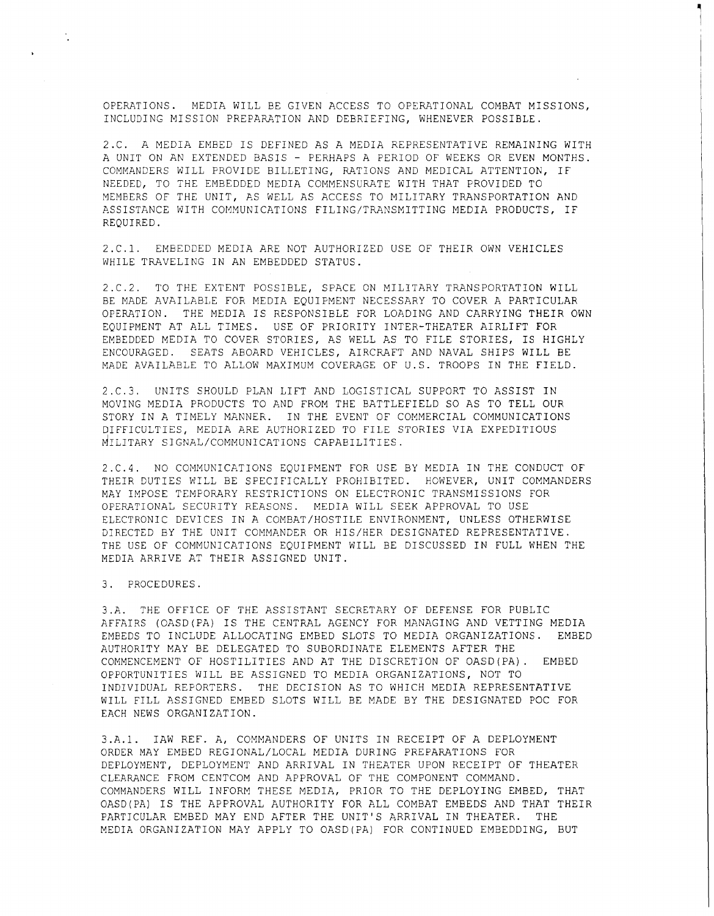OPERATIONS. MEDIA WILL BE GIVEN ACCESS TO OPERATIONAL COMBAT MISSIONS, INCLUDING MISSION PREPARATION AND DEBRIEFING, WHENEVER POSSIBLE.

2.C. A MEDIA EMBED IS DEFINED AS A MEDIA REPRESENTATIVE REMAINING WITH A UNIT ON AN EXTENDED BASIS - PERHAPS A PERIOD OF WEEKS OR EVEN MONTHS. COMMANDERS WILL PROVIDE BILLETING, RATIONS AND MEDICAL ATTENTION, IF NEEDED, TO THE EMBEDDED MEDIA COMMENSURATE WITH THAT PROVIDED TO MEMBERS OF THE UNIT, AS WELL AS ACCESS TO MILITARY TRANSPORTATION AND ASSISTANCE WITH COMMUNICATIONS FILING/TRANSMITTING MEDIA PRODUCTS, IF REQUIRED.

2.C.1. EMBEDDED MEDIA ARE NOT AUTHORIZED USE OF THEIR OWN VEHICLES WHILE TRAVELING IN AN EMBEDDED STATUS.

2.C.2. TO THE EXTENT POSSIBLE, SPACE ON MILITARY TRANSPORTATION WILL BE MADE AVAILABLE FOR MEDIA EQUIPMENT NECESSARY TO COVER A PARTICULAR OPERATION. THE MEDIA IS RESPONSIBLE FOR LOADING AND CARRYING THEIR OWN EQUIPMENT AT ALL TIMES. USE OF PRIORITY INTER-THEATER AIRLIFT FOR EMBEDDED MEDIA TO COVER STORIES, AS WELL AS TO FILE STORIES, IS HIGHLY ENCOURAGED. SEATS ABOARD VEHICLES, AIRCRAFT AND NAVAL SHIPS WILL BE MADE AVAILABLE TO ALLOW MAXIMUM COVERAGE OF U.S. TROOPS IN THE FIELD.

2.C.3. UNITS SHOULD PLAN LIFT AND LOGISTICAL SUPPORT TO ASSIST IN MOVING MEDIA PRODUCTS TO AND FROM THE BATTLEFIELD SO AS TO TELL OUR STORY IN A TIMELY MANNER. IN THE EVENT OF COMMERCIAL COMMUNICATIONS DIFFICULTIES, MEDIA ARE AUTHORIZED TO FILE STORIES VIA EXPEDITIOUS MILITARY SIGNAL/COMMUNICATIONS CAPABILITIES.

2.C.4. NO COMMUNICATIONS EQUIPMENT FOR USE BY MEDIA IN THE CONDUCT OF THEIR DUTIES WILL BE SPECIFICALLY PROHIBITED. HOWEVER, UNIT COMMANDERS MAY IMPOSE TEMPORARY RESTRICTIONS ON ELECTRONIC TRANSMISSIONS FOR OPERATIONAL SECURITY REASONS. MEDIA WILL SEEK APPROVAL TO USE ELECTRONIC DEVICES IN A COMBAT/HOSTILE ENVIRONMENT, UNLESS OTHERWISE DIRECTED BY THE UNIT COMMANDER OR HIS/HER DESIGNATED REPRESENTATIVE. THE USE OF COMMUNICATIONS EQUIPMENT WILL BE DISCUSSED IN FULL WHEN THE MEDIA ARRIVE AT THEIR ASSIGNED UNIT.

3. PROCEDURES.

3.A. THE OFFICE OF THE ASSISTANT SECRETARY OF DEFENSE FOR PUBLIC AFFAIRS (OASD(PA) IS THE CENTRAL AGENCY FOR MANAGING AND VETTING MEDIA EMBEDS TO INCLUDE ALLOCATING EMBED SLOTS TO MEDIA ORGANIZATIONS. EMBED AUTHORITY MAY BE DELEGATED TO SUBORDINATE ELEMENTS AFTER THE COMMENCEMENT OF HOSTILITIES AND AT THE DISCRETION OF OASD(PA). EMBED OPPORTUNITIES WILL BE ASSIGNED TO MEDIA ORGANIZATIONS, NOT TO INDIVIDUAL REPORTERS. THE DECISION AS TO WHICH MEDIA REPRESENTATIVE WILL FILL ASSIGNED EMBED SLOTS WILL BE MADE BY THE DESIGNATED POC FOR EACH NEWS ORGANIZATION.

3.A.1. IAW REF. A, COMMANDERS OF UNITS IN RECEIPT OF A DEPLOYMENT ORDER MAY EMBED REGIONAL/LOCAL MEDIA DURING PREPARATIONS FOR DEPLOYMENT, DEPLOYMENT AND ARRIVAL IN THEATER UPON RECEIPT OF THEATER CLEARANCE FROM CENTCOM AND APPROVAL OF THE COMPONENT COMMAND. COMMANDERS WILL INFORM THESE MEDIA, PRIOR TO THE DEPLOYING EMBED, THAT OASD(PA) IS THE APPROVAL AUTHORITY FOR ALL COMBAT EMBEDS AND THAT THEIR PARTICULAR EMBED MAY END AFTER THE UNIT'S ARRIVAL IN THEATER. THE MEDIA ORGANIZATION MAY APPLY TO OASD(PA) FOR CONTINUED EMBEDDING, BUT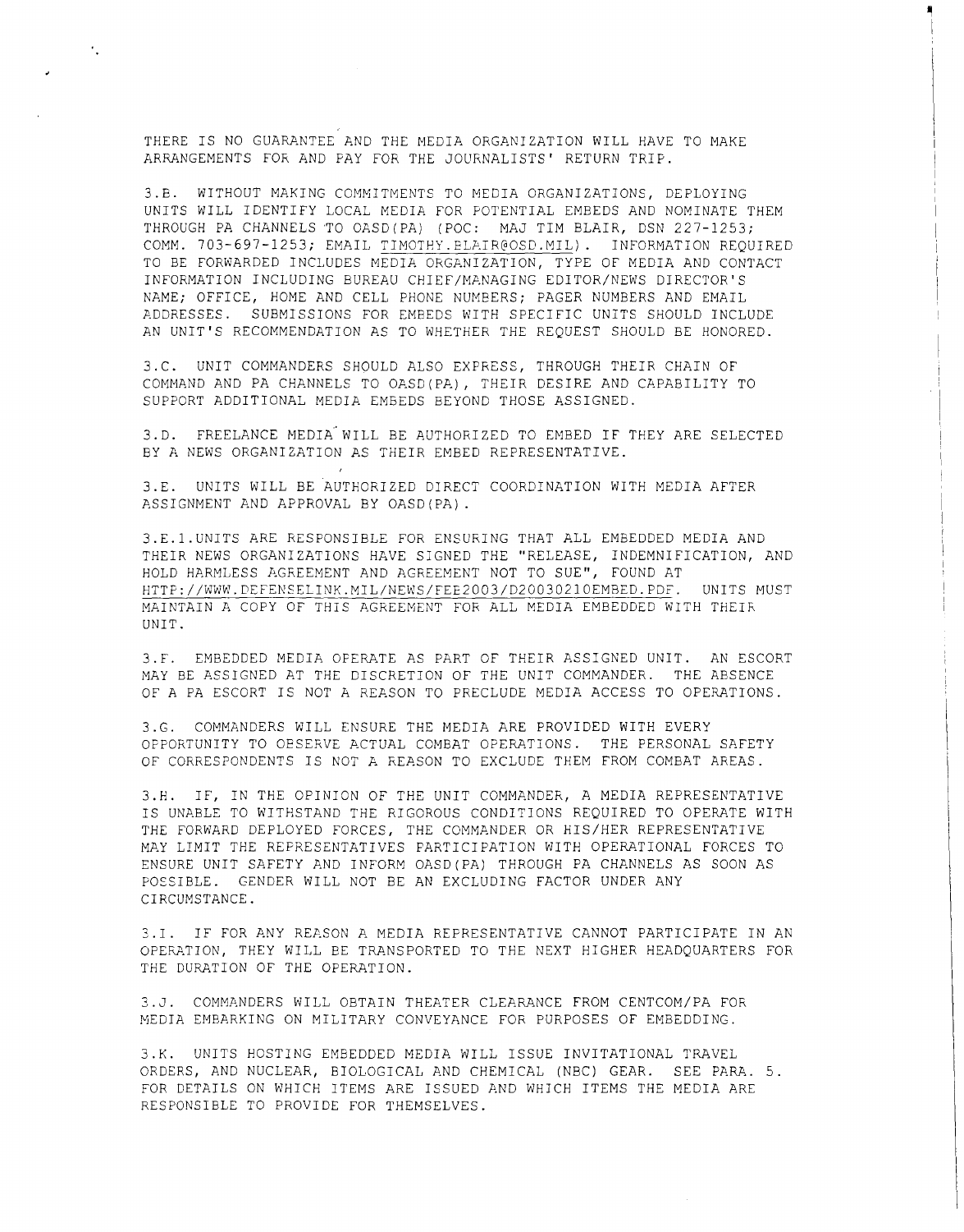THERE IS NO GUARANTEE AND THE MEDIA ORGANIZATION WILL HAVE TO MAKE ARRANGEMENTS FOR AND PAY FOR THE JOURNALISTS' RETURN TRIP.

3.B. WITHOUT MAKING COMMITMENTS TO MEDIA ORGANIZATIONS, DEPLOYING UNITS WILL IDENTIFY LOCAL MEDIA FOR POTENTIAL EMBEDS AND NOMINATE THEM THROUGH PA CHANNELS TO OASD(PA) (POC: MAJ TIM BLAIR, DSN 227-1253; COMM. 703-697-1253; EMAIL TIMOTHY.BLAIR@OSD.MIL). INFORMATION REQUIRED TO BE FORWARDED INCLUDES MEDIA ORGANIZATION, TYPE OF MEDIA AND CONTACT INFORMATION INCLUDING BUREAU CHIEF/MANAGING EDITOR/NEWS DIRECTOR'S NAME; OFFICE, HOME AND CELL PHONE NUMBERS; PAGER NUMBERS AND EMAIL ADDRESSES. SUBMISSIONS FOR EMBEDS WITH SPECIFIC UNITS SHOULD INCLUDE AN UNIT'S RECOMMENDATION AS TO WHETHER THE REQUEST SHOULD BE HONORED.

3.C. UNIT COMMANDERS SHOULD ALSO EXPRESS, THROUGH THEIR CHAIN OF COMMAND AND PA CHANNELS TO OASD(PA), THEIR DESIRE AND CAPABILITY TO SUPPORT ADDITIONAL MEDIA EMBEDS BEYOND THOSE ASSIGNED.

3.D. FREELANCE MEDIA WILL BE AUTHORIZED TO EMBED IF THEY ARE SELECTED BY A NEWS ORGANIZATION AS THEIR EMBED REPRESENTATIVE.

3.E. UNITS WILL BE AUTHORIZED DIRECT COORDINATION WITH MEDIA AFTER ASSIGNMENT AND APPROVAL BY OASD(PA).

3.E.1.UNITS ARE RESPONSIBLE FOR ENSURING THAT ALL EMBEDDED MEDIA AND THEIR NEWS ORGANIZATIONS HAVE SIGNED THE "RELEASE, INDEMNIFICATION, AND HOLD HARMLESS AGREEMENT AND AGREEMENT NOT TO SUE", FOUND AT HTTP://WWW.DEFENSELINK.MIL/NEWS/FEB2003/D20030210EMBED.PDF. UNITS MUST MAINTAIN A COPY OF THIS AGREEMENT FOR ALL MEDIA EMBEDDED WITH THEIR UNIT.

3.F. EMBEDDED MEDIA OPERATE AS PART OF THEIR ASSIGNED UNIT. AN ESCORT MAY BE ASSIGNED AT THE DISCRETION OF THE UNIT COMMANDER. THE ABSENCE OF A PA ESCORT IS NOT A REASON TO PRECLUDE MEDIA ACCESS TO OPERATIONS.

3.G. COMMANDERS WILL ENSURE THE MEDIA ARE PROVIDED WITH EVERY OPPORTUNITY TO OBSERVE ACTUAL COMBAT OPERATIONS. THE PERSONAL SAFETY OF CORRESPONDENTS IS NOT A REASON TO EXCLUDE THEM FROM COMBAT AREAS.

3.H. IF, IN THE OPINION OF THE UNIT COMMANDER, A MEDIA REPRESENTATIVE IS UNABLE TO WITHSTAND THE RIGOROUS CONDITIONS REQUIRED TO OPERATE WITH THE FORWARD DEPLOYED FORCES, THE COMMANDER OR HIS/HER REPRESENTATIVE MAY LIMIT THE REPRESENTATIVES PARTICIPATION WITH OPERATIONAL FORCES TO ENSURE UNIT SAFETY AND INFORM OASD(PA) THROUGH PA CHANNELS AS SOON AS POSSIBLE. GENDER WILL NOT BE AN EXCLUDING FACTOR UNDER ANY CIRCUMSTANCE.

3.I. IF FOR ANY REASON A MEDIA REPRESENTATIVE CANNOT PARTICIPATE IN AN OPERATION, THEY WILL BE TRANSPORTED TO THE NEXT HIGHER HEADQUARTERS FOR THE DURATION OF THE OPERATION.

3.J. COMMANDERS WILL OBTAIN THEATER CLEARANCE FROM CENTCOM/PA FOR MEDIA EMBARKING ON MILITARY CONVEYANCE FOR PURPOSES OF EMBEDDING.

3.K. UNITS HOSTING EMBEDDED MEDIA WILL ISSUE INVITATIONAL TRAVEL ORDERS, AND NUCLEAR, BIOLOGICAL AND CHEMICAL (NBC) GEAR. SEE PARA. 5. FOR DETAILS ON WHICH ITEMS ARE ISSUED AND WHICH ITEMS THE MEDIA ARE RESPONSIBLE TO PROVIDE FOR THEMSELVES.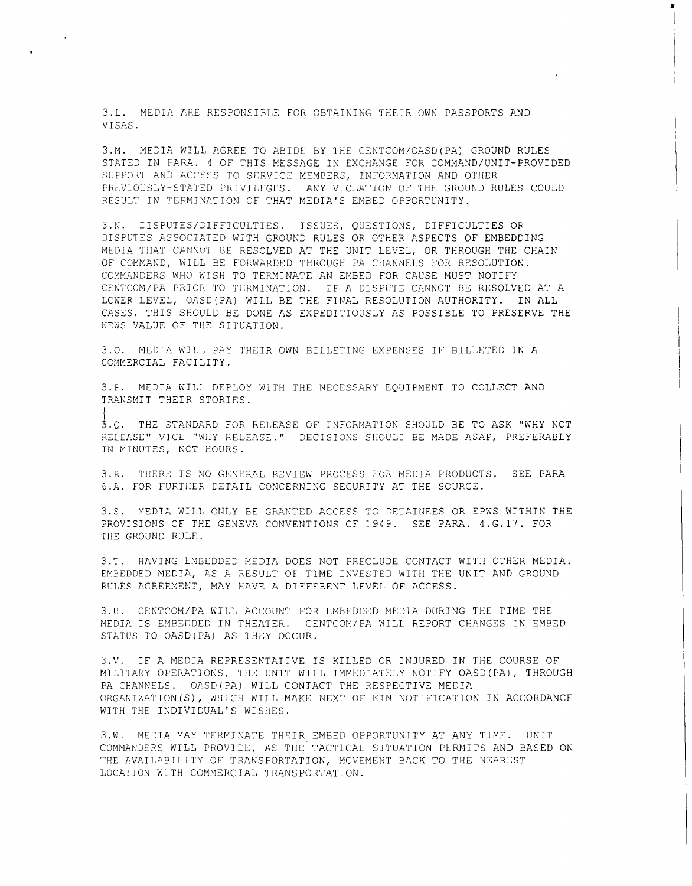3.L. MEDIA ARE RESPONSIBLE FOR OBTAINING THEIR OWN PASSPORTS AND VISAS.

3.M. MEDIA WILL AGREE TO ABIDE BY THE CENTCOM/OASD(PA) GROUND RULES STATED IN PARA. 4 OF THIS MESSAGE IN EXCHANGE FOR COMMAND/UNIT-PROVIDED SUPPORT AND ACCESS TO SERVICE MEMBERS, INFORMATION AND OTHER PREVIOUSLY-STATED PRIVILEGES. ANY VIOLATION OF THE GROUND RULES COULD RESULT IN TERMINATION OF THAT MEDIA'S EMBED OPPORTUNITY.

3.N. DISPUTES/DIFFICULTIES. ISSUES, QUESTIONS, DIFFICULTIES OR DISPUTES ASSOCIATED WITH GROUND RULES OR OTHER ASPECTS OF EMBEDDING MEDIA THAT CANNOT BE RESOLVED AT THE UNIT LEVEL, OR THROUGH THE CHAIN OF COMMAND, WILL BE FORWARDED THROUGH PA CHANNELS FOR RESOLUTION. COMMANDERS WHO WISH TO TERMINATE AN EMBED FOR CAUSE MUST NOTIFY CENTCOM/PA PRIOR TO TERMINATION. IF A DISPUTE CANNOT BE RESOLVED AT A LOWER LEVEL, OASD(PA) WILL BE THE FINAL RESOLUTION AUTHORITY. IN ALL CASES, THIS SHOULD BE DONE AS EXPEDITIOUSLY AS POSSIBLE TO PRESERVE THE NEWS VALUE OF THE SITUATION.

3.O. MEDIA WILL PAY THEIR OWN BILLETING EXPENSES IF BILLETED IN A COMMERCIAL FACILITY.

3.P. MEDIA WILL DEPLOY WITH THE NECESSARY EQUIPMENT TO COLLECT AND TRANSMIT THEIR STORIES.

3.Q. THE STANDARD FOR RELEASE OF INFORMATION SHOULD BE TO ASK "WHY NOT RELEASE" VICE "WHY RELEASE." DECISIONS SHOULD BE MADE ASAP, PREFERABLY IN MINUTES, NOT HOURS.

3.R. THERE IS NO GENERAL REVIEW PROCESS FOR MEDIA PRODUCTS. SEE PARA 6.A. FOR FURTHER DETAIL CONCERNING SECURITY AT THE SOURCE.

3.S. MEDIA WILL ONLY BE GRANTED ACCESS TO DETAINEES OR EPWS WITHIN THE PROVISIONS OF THE GENEVA CONVENTIONS OF 1949. SEE PARA. 4.G.17. FOR THE GROUND RULE.

3.T. HAVING EMBEDDED MEDIA DOES NOT PRECLUDE CONTACT WITH OTHER MEDIA. EMBEDDED MEDIA, AS A RESULT OF TIME INVESTED WITH THE UNIT AND GROUND RULES AGREEMENT, MAY HAVE A DIFFERENT LEVEL OF ACCESS.

3.U. CENTCOM/PA WILL ACCOUNT FOR EMBEDDED MEDIA DURING THE TIME THE MEDIA IS EMBEDDED IN THEATER. CENTCOM/PA WILL REPORT CHANGES IN EMBED STATUS TO OASD(PA) AS THEY OCCUR.

3.V. IF A MEDIA REPRESENTATIVE IS KILLED OR INJURED IN THE COURSE OF MILITARY OPERATIONS, THE UNIT WILL IMMEDIATELY NOTIFY OASD(PA), THROUGH PA CHANNELS. OASD(PA) WILL CONTACT THE RESPECTIVE MEDIA ORGANIZATION(S), WHICH WILL MAKE NEXT OF KIN NOTIFICATION IN ACCORDANCE WITH THE INDIVIDUAL'S WISHES.

3.W. MEDIA MAY TERMINATE THEIR EMBED OPPORTUNITY AT ANY TIME. UNIT COMMANDERS WILL PROVIDE, AS THE TACTICAL SITUATION PERMITS AND BASED ON THE AVAILABILITY OF TRANSPORTATION, MOVEMENT BACK TO THE NEAREST LOCATION WITH COMMERCIAL TRANSPORTATION.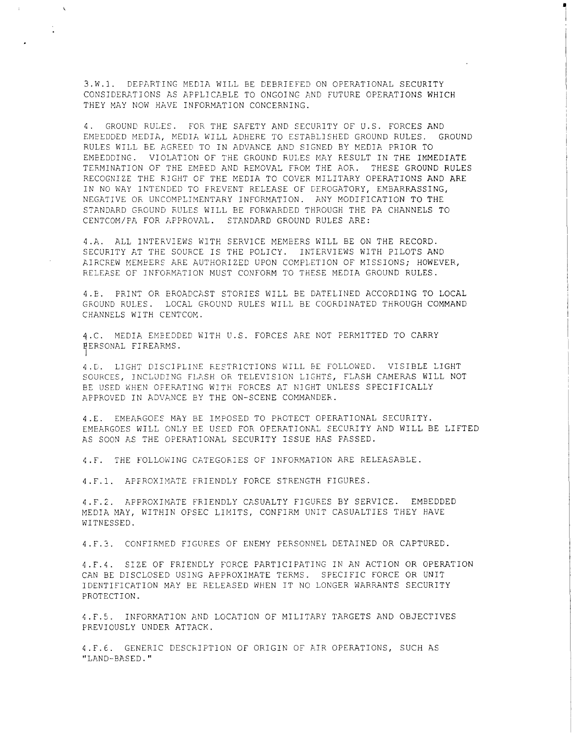3.W.1. DEPARTING MEDIA WILL BE DEBRIEFED ON OPERATIONAL SECURITY CONSIDERATIONS AS APPLICABLE TO ONGOING AND FUTURE OPERATIONS WHICH THEY MAY NOW HAVE INFORMATION CONCERNING.

4. GROUND RULES. FOR THE SAFETY AND SECURITY OF U.S. FORCES AND EMBEDDED MEDIA, MEDIA WILL ADHERE TO ESTABLISHED GROUND RULES. GROUND RULES WILL BE AGREED TO IN ADVANCE AND SIGNED BY MEDIA PRIOR TO EMBEDDING. VIOLATION OF THE GROUND RULES MAY RESULT IN THE IMMEDIATE TERMINATION OF THE EMBED AND REMOVAL FROM THE AOR. THESE GROUND RULES RECOGNIZE THE RIGHT OF THE MEDIA TO COVER MILITARY OPERATIONS AND ARE IN NO WAY INTENDED TO PREVENT RELEASE OF DEROGATORY, EMBARRASSING, NEGATIVE OR UNCOMPLIMENTARY INFORMATION. ANY MODIFICATION TO THE STANDARD GROUND RULES WILL BE FORWARDED THROUGH THE PA CHANNELS TO CENTCOM/PA FOR APPROVAL. STANDARD GROUND RULES ARE:

4.A. ALL INTERVIEWS WITH SERVICE MEMBERS WILL BE ON THE RECORD. SECURITY AT THE SOURCE IS THE POLICY. INTERVIEWS WITH PILOTS AND AIRCREW MEMBERS ARE AUTHORIZED UPON COMPLETION OF MISSIONS; HOWEVER, RELEASE OF INFORMATION MUST CONFORM TO THESE MEDIA GROUND RULES.

4.B. PRINT OR BROADCAST STORIES WILL BE DATELINED ACCORDING TO LOCAL GROUND RULES. LOCAL GROUND RULES WILL BE COORDINATED THROUGH COMMAND CHANNELS WITH CENTCOM.

4.C. MEDIA EMBEDDED WITH U.S. FORCES ARE NOT PERMITTED TO CARRY PERSONAL FIREARMS.

4.D. LIGHT DISCIPLINE RESTRICTIONS WILL BE FOLLOWED. VISIBLE LIGHT SOURCES, INCLUDING FLASH OR TELEVISION LIGHTS, FLASH CAMERAS WILL NOT BE USED WHEN OPERATING WITH FORCES AT NIGHT UNLESS SPECIFICALLY APPROVED IN ADVANCE BY THE ON-SCENE COMMANDER.

4.E. EMBARGOES MAY BE IMPOSED TO PROTECT OPERATIONAL SECURITY. EMBARGOES WILL ONLY BE USED FOR OPERATIONAL SECURITY AND WILL BE LIFTED AS SOON AS THE OPERATIONAL SECURITY ISSUE HAS PASSED.

4.F. THE FOLLOWING CATEGORIES OF INFORMATION ARE RELEASABLE.

4.F.1. APPROXIMATE FRIENDLY FORCE STRENGTH FIGURES.

4.F.2. APPROXIMATE FRIENDLY CASUALTY FIGURES BY SERVICE. EMBEDDED MEDIA MAY, WITHIN OPSEC LIMITS, CONFIRM UNIT CASUALTIES THEY HAVE WITNESSED.

4.F.3. CONFIRMED FIGURES OF ENEMY PERSONNEL DETAINED OR CAPTURED.

4.F.4. SIZE OF FRIENDLY FORCE PARTICIPATING IN AN ACTION OR OPERATION CAN BE DISCLOSED USING APPROXIMATE TERMS. SPECIFIC FORCE OR UNIT IDENTIFICATION MAY BE RELEASED WHEN IT NO LONGER WARRANTS SECURITY PROTECTION.

4.F.5. INFORMATION AND LOCATION OF MILITARY TARGETS AND OBJECTIVES PREVIOUSLY UNDER ATTACK.

4.F.6. GENERIC DESCRIPTION OF ORIGIN OF AIR OPERATIONS, SUCH AS "LAND-BASED."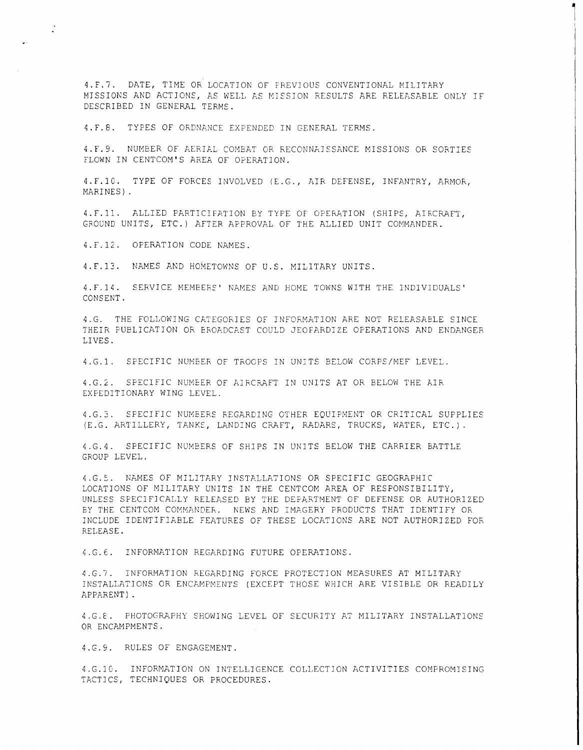4.F.7. DATE, TIME OR LOCATION OF PREVIOUS CONVENTIONAL MILITARY MISSIONS AND ACTIONS, AS WELL AS MISSION RESULTS ARE RELEASABLE ONLY IF DESCRIBED IN GENERAL TERMS.

4.F.8. TYPES OF ORDNANCE EXPENDED IN GENERAL TERMS.

4.F.9. NUMBER OF AERIAL COMBAT OR RECONNAISSANCE MISSIONS OR SORTIES FLOWN IN CENTCOM'S AREA OF OPERATION.

4.F.10. TYPE OF FORCES INVOLVED (E.G., AIR DEFENSE, INFANTRY, ARMOR, MARINES).

4.F.11. ALLIED PARTICIPATION BY TYPE OF OPERATION (SHIPS, AIRCRAFT, GROUND UNITS, ETC.) AFTER APPROVAL OF THE ALLIED UNIT COMMANDER.

4.F.12. OPERATION CODE NAMES.

4.F.13. NAMES AND HOMETOWNS OF U.S. MILITARY UNITS.

4.F.14. SERVICE MEMBERS' NAMES AND HOME TOWNS WITH THE INDIVIDUALS' CONSENT.

4.G. THE FOLLOWING CATEGORIES OF INFORMATION ARE NOT RELEASABLE SINCE THEIR PUBLICATION OR BROADCAST COULD JEOPARDIZE OPERATIONS AND ENDANGER LIVES.

4.G.1. SPECIFIC NUMBER OF TROOPS IN UNITS BELOW CORPS/MEF LEVEL.

4.G.2. SPECIFIC NUMBER OF AIRCRAFT IN UNITS AT OR BELOW THE AIR EXPEDITIONARY WING LEVEL.

4.G.3. SPECIFIC NUMBERS REGARDING OTHER EQUIPMENT OR CRITICAL SUPPLIES (E.G. ARTILLERY, TANKS, LANDING CRAFT, RADARS, TRUCKS, WATER, ETC.).

4.G.4. SPECIFIC NUMBERS OF SHIPS IN UNITS BELOW THE CARRIER BATTLE GROUP LEVEL.

4.G.5. NAMES OF MILITARY INSTALLATIONS OR SPECIFIC GEOGRAPHIC LOCATIONS OF MILITARY UNITS IN THE CENTCOM AREA OF RESPONSIBILITY, UNLESS SPECIFICALLY RELEASED BY THE DEPARTMENT OF DEFENSE OR AUTHORIZED BY THE CENTCOM COMMANDER. NEWS AND IMAGERY PRODUCTS THAT IDENTIFY OR INCLUDE IDENTIFIABLE FEATURES OF THESE LOCATIONS ARE NOT AUTHORIZED FOR RELEASE.

4.G.6. INFORMATION REGARDING FUTURE OPERATIONS.

4.G.7. INFORMATION REGARDING FORCE PROTECTION MEASURES AT MILITARY INSTALLATIONS OR ENCAMPMENTS (EXCEPT THOSE WHICH ARE VISIBLE OR READILY APPARENT).

4.G.8. PHOTOGRAPHY SHOWING LEVEL OF SECURITY AT MILITARY INSTALLATIONS OR ENCAMPMENTS.

4.G.9. RULES OF ENGAGEMENT.

4.G.10. INFORMATION ON INTELLIGENCE COLLECTION ACTIVITIES COMPROMISING TACTICS, TECHNIQUES OR PROCEDURES.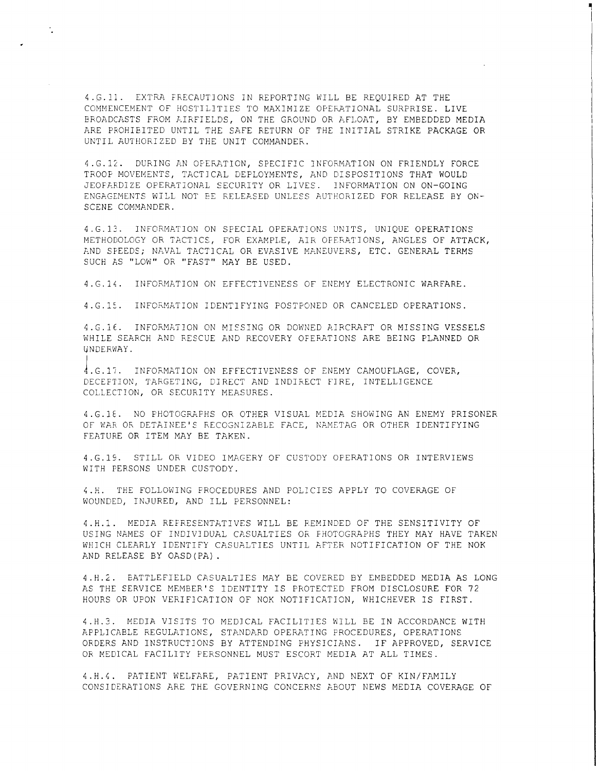4.G.11. EXTRA PRECAUTIONS IN REPORTING WILL BE REQUIRED AT THE COMMENCEMENT OF HOSTILITIES TO MAXIMIZE OPERATIONAL SURPRISE. LIVE BROADCASTS FROM AIRFIELDS, ON THE GROUND OR AFLOAT, BY EMBEDDED MEDIA ARE PROHIBITED UNTIL THE SAFE RETURN OF THE INITIAL STRIKE PACKAGE OR UNTIL AUTHORIZED BY THE UNIT COMMANDER.

4.G.12. DURING AN OPERATION, SPECIFIC INFORMATION ON FRIENDLY FORCE TROOP MOVEMENTS, TACTICAL DEPLOYMENTS, AND DISPOSITIONS THAT WOULD JEOPARDIZE OPERATIONAL SECURITY OR LIVES. INFORMATION ON ON-GOING ENGAGEMENTS WILL NOT BE RELEASED UNLESS AUTHORIZED FOR RELEASE BY ON-SCENE COMMANDER.

4.G.13. INFORMATION ON SPECIAL OPERATIONS UNITS, UNIQUE OPERATIONS METHODOLOGY OR TACTICS, FOR EXAMPLE, AIR OPERATIONS, ANGLES OF ATTACK, AND SPEEDS; NAVAL TACTICAL OR EVASIVE MANEUVERS, ETC. GENERAL TERMS SUCH AS "LOW" OR "FAST" MAY BE USED.

4.G.14. INFORMATION ON EFFECTIVENESS OF ENEMY ELECTRONIC WARFARE.

4.G.15. INFORMATION IDENTIFYING POSTPONED OR CANCELED OPERATIONS.

4.G.16. INFORMATION ON MISSING OR DOWNED AIRCRAFT OR MISSING VESSELS WHILE SEARCH AND RESCUE AND RECOVERY OPERATIONS ARE BEING PLANNED OR UNDERWAY.

4.G.17. INFORMATION ON EFFECTIVENESS OF ENEMY CAMOUFLAGE, COVER, DECEPTION, TARGETING, DIRECT AND INDIRECT FIRE, INTELLIGENCE COLLECTION, OR SECURITY MEASURES.

4.G.18. NO PHOTOGRAPHS OR OTHER VISUAL MEDIA SHOWING AN ENEMY PRISONER OF WAR OR DETAINEE'S RECOGNIZABLE FACE, NAMETAG OR OTHER IDENTIFYING FEATURE OR ITEM MAY BE TAKEN.

4.G.19. STILL OR VIDEO IMAGERY OF CUSTODY OPERATIONS OR INTERVIEWS WITH PERSONS UNDER CUSTODY.

4.H. THE FOLLOWING PROCEDURES AND POLICIES APPLY TO COVERAGE OF WOUNDED, INJURED, AND ILL PERSONNEL:

4.H.1. MEDIA REPRESENTATIVES WILL BE REMINDED OF THE SENSITIVITY OF USING NAMES OF INDIVIDUAL CASUALTIES OR PHOTOGRAPHS THEY MAY HAVE TAKEN WHICH CLEARLY IDENTIFY CASUALTIES UNTIL AFTER NOTIFICATION OF THE NOK AND RELEASE BY OASD(PA).

4.H.2. BATTLEFIELD CASUALTIES MAY BE COVERED BY EMBEDDED MEDIA AS LONG AS THE SERVICE MEMBER'S IDENTITY IS PROTECTED FROM DISCLOSURE FOR 72 HOURS OR UPON VERIFICATION OF NOK NOTIFICATION, WHICHEVER IS FIRST.

4.H.3. MEDIA VISITS TO MEDICAL FACILITIES WILL BE IN ACCORDANCE WITH APPLICABLE REGULATIONS, STANDARD OPERATING PROCEDURES, OPERATIONS ORDERS AND INSTRUCTIONS BY ATTENDING PHYSICIANS. IF APPROVED, SERVICE OR MEDICAL FACILITY PERSONNEL MUST ESCORT MEDIA AT ALL TIMES.

4.H.4. PATIENT WELFARE, PATIENT PRIVACY, AND NEXT OF KIN/FAMILY CONSIDERATIONS ARE THE GOVERNING CONCERNS ABOUT NEWS MEDIA COVERAGE OF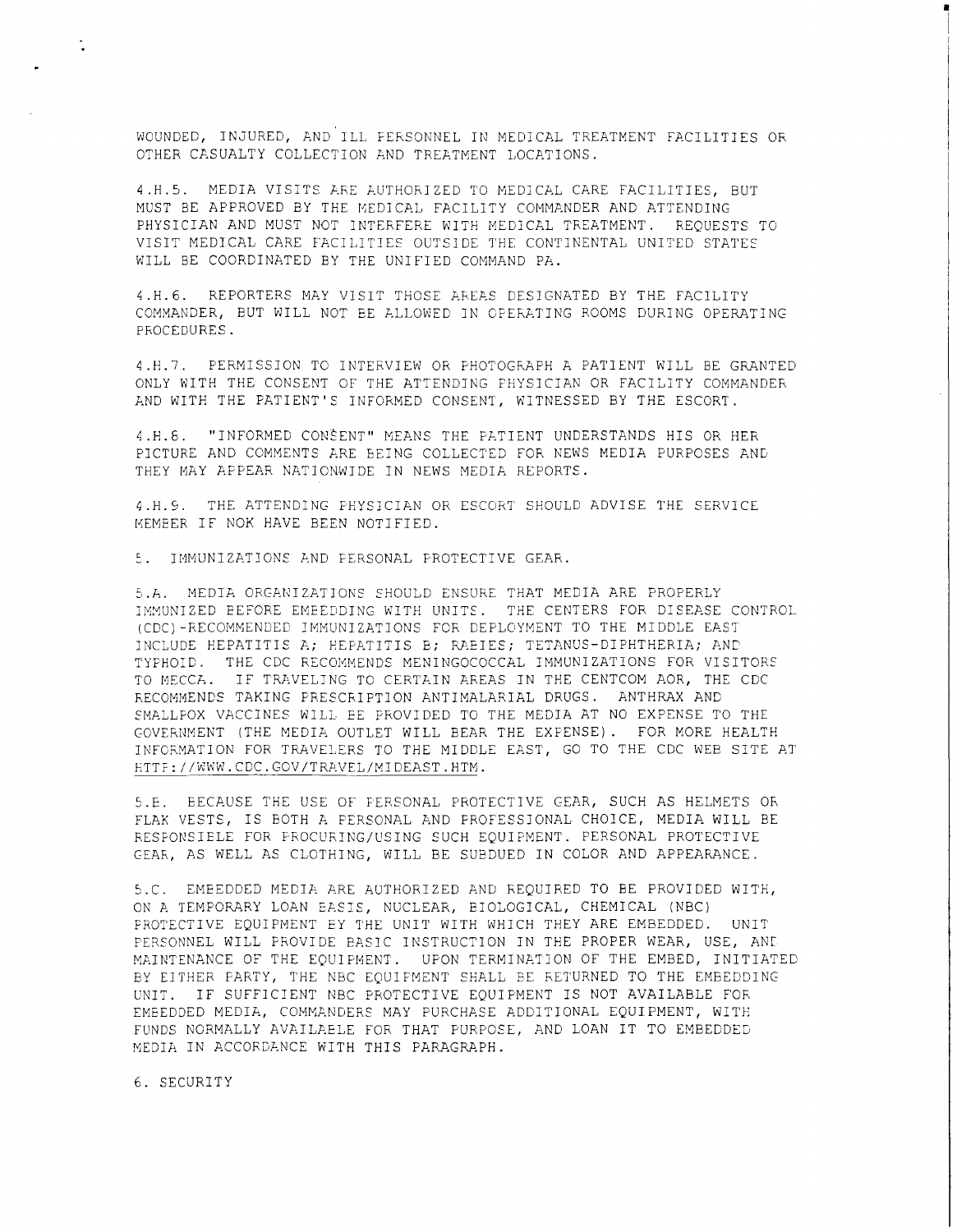WOUNDED, INJURED, AND ILL PERSONNEL IN MEDICAL TREATMENT FACILITIES OR OTHER CASUALTY COLLECTION AND TREATMENT LOCATIONS.

4.H.5. MEDIA VISITS ARE AUTHORIZED TO MEDICAL CARE FACILITIES, BUT MUST BE APPROVED BY THE MEDICAL FACILITY COMMANDER AND ATTENDING PHYSICIAN AND MUST NOT INTERFERE WITH MEDICAL TREATMENT. REQUESTS TO VISIT MEDICAL CARE FACILITIES OUTSIDE THE CONTINENTAL UNITED STATES WILL BE COORDINATED BY THE UNIFIED COMMAND PA.

4.H.6. REPORTERS MAY VISIT THOSE AREAS DESIGNATED BY THE FACILITY COMMANDER, BUT WILL NOT BE ALLOWED IN OPERATING ROOMS DURING OPERATING PROCEDURES.

4.H.7. PERMISSION TO INTERVIEW OR PHOTOGRAPH A PATIENT WILL BE GRANTED ONLY WITH THE CONSENT OF THE ATTENDING PHYSICIAN OR FACILITY COMMANDER AND WITH THE PATIENT'S INFORMED CONSENT, WITNESSED BY THE ESCORT.

4.H.8. "INFORMED CONSENT" MEANS THE PATIENT UNDERSTANDS HIS OR HER PICTURE AND COMMENTS ARE BEING COLLECTED FOR NEWS MEDIA PURPOSES AND THEY MAY APPEAR NATIONWIDE IN NEWS MEDIA REPORTS.

4.H.9. THE ATTENDING PHYSICIAN OR ESCORT SHOULD ADVISE THE SERVICE MEMBER IF NOK HAVE BEEN NOTIFIED.

5. IMMUNIZATIONS AND PERSONAL PROTECTIVE GEAR.

5.A. MEDIA ORGANIZATIONS SHOULD ENSURE THAT MEDIA ARE PROPERLY IMMUNIZED BEFORE EMBEDDING WITH UNITS. THE CENTERS FOR DISEASE CONTROL (CDC)-RECOMMENDED IMMUNIZATIONS FOR DEPLOYMENT TO THE MIDDLE EAST INCLUDE HEPATITIS A; HEPATITIS B; RABIES; TETANUS-DIPHTHERIA; AND TYPHOID. THE CDC RECOMMENDS MENINGOCOCCAL IMMUNIZATIONS FOR VISITORS TO MECCA. IF TRAVELING TO CERTAIN AREAS IN THE CENTCOM AOR, THE CDC RECOMMENDS TAKING PRESCRIPTION ANTIMALARIAL DRUGS. ANTHRAX AND SMALLPOX VACCINES WILL BE PROVIDED TO THE MEDIA AT NO EXPENSE TO THE GOVERNMENT (THE MEDIA OUTLET WILL BEAR THE EXPENSE). FOR MORE HEALTH INFORMATION FOR TRAVELERS TO THE MIDDLE EAST, GO TO THE CDC WEB SITE AT HTTP://WWW.CDC.GOV/TRAVEL/MIDEAST.HTM.

5.B. BECAUSE THE USE OF PERSONAL PROTECTIVE GEAR, SUCH AS HELMETS OR FLAK VESTS, IS BOTH A PERSONAL AND PROFESSIONAL CHOICE, MEDIA WILL BE RESPONSIBLE FOR PROCURING/USING SUCH EQUIPMENT. PERSONAL PROTECTIVE GEAR, AS WELL AS CLOTHING, WILL BE SUBDUED IN COLOR AND APPEARANCE.

5.C. EMBEDDED MEDIA ARE AUTHORIZED AND REQUIRED TO BE PROVIDED WITH, ON A TEMPORARY LOAN BASIS, NUCLEAR, BIOLOGICAL, CHEMICAL (NBC) PROTECTIVE EQUIPMENT BY THE UNIT WITH WHICH THEY ARE EMBEDDED. UNIT PERSONNEL WILL PROVIDE BASIC INSTRUCTION IN THE PROPER WEAR, USE, AND MAINTENANCE OF THE EQUIPMENT. UPON TERMINATION OF THE EMBED, INITIATED BY EITHER PARTY, THE NBC EQUIPMENT SHALL BE RETURNED TO THE EMBEDDING UNIT. IF SUFFICIENT NBC PROTECTIVE EQUIPMENT IS NOT AVAILABLE FOR EMBEDDED MEDIA, COMMANDERS MAY PURCHASE ADDITIONAL EQUIPMENT, WITH FUNDS NORMALLY AVAILABLE FOR THAT PURPOSE, AND LOAN IT TO EMBEDDED MEDIA IN ACCORDANCE WITH THIS PARAGRAPH.

6. SECURITY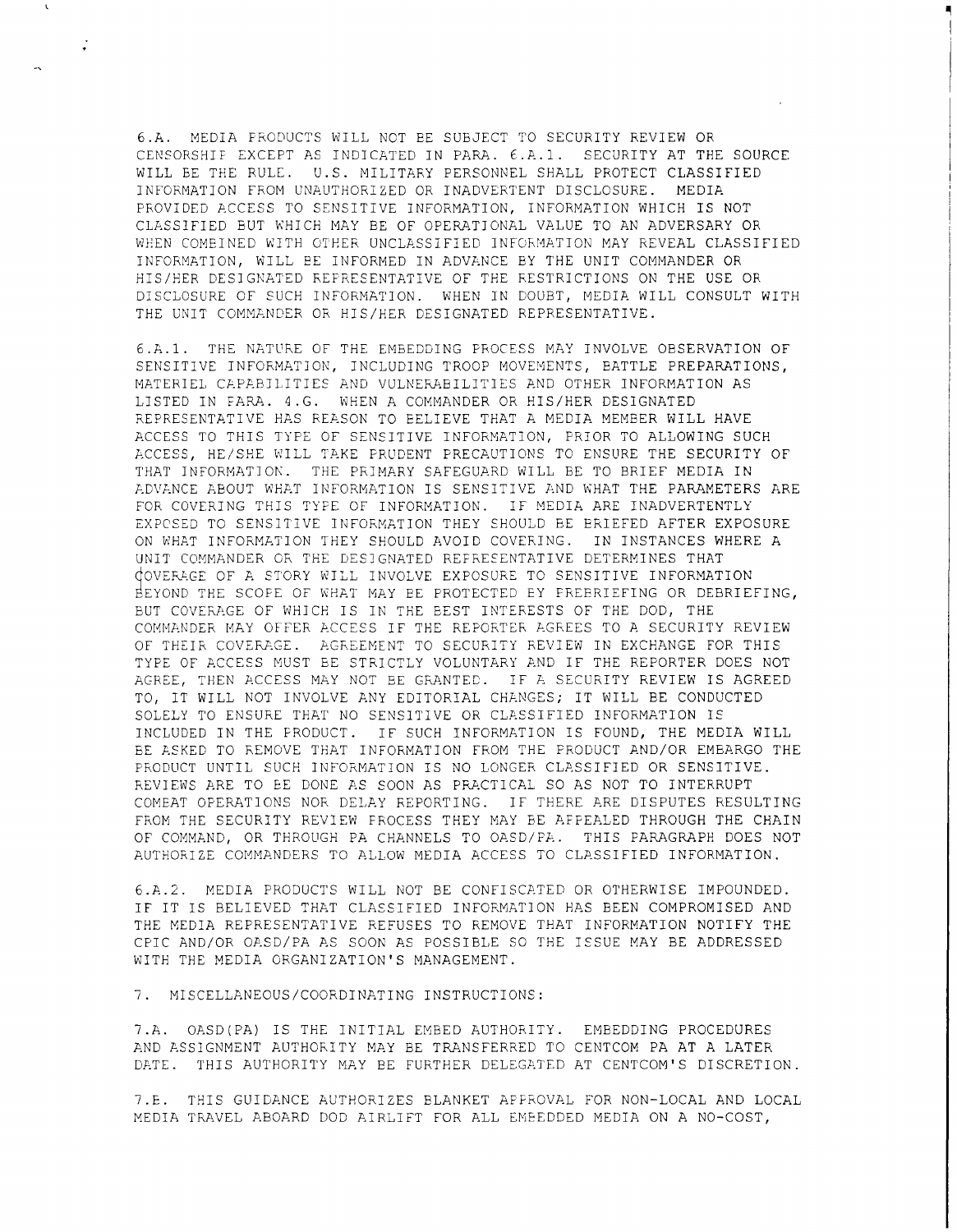6.A. MEDIA PRODUCTS WILL NOT BE SUBJECT TO SECURITY REVIEW OR CENSORSHIP EXCEPT AS INDICATED IN PARA. 6.A.1. SECURITY AT THE SOURCE WILL BE THE RULE. U.S. MILITARY PERSONNEL SHALL PROTECT CLASSIFIED INFORMATION FROM UNAUTHORIZED OR INADVERTENT DISCLOSURE. MEDIA PROVIDED ACCESS TO SENSITIVE INFORMATION, INFORMATION WHICH IS NOT CLASSIFIED BUT WHICH MAY BE OF OPERATIONAL VALUE TO AN ADVERSARY OR WHEN COMBINED WITH OTHER UNCLASSIFIED INFORMATION MAY REVEAL CLASSIFIED INFORMATION, WILL BE INFORMED IN ADVANCE BY THE UNIT COMMANDER OR HIS/HER DESIGNATED REPRESENTATIVE OF THE RESTRICTIONS ON THE USE OR DISCLOSURE OF SUCH INFORMATION. WHEN IN DOUBT, MEDIA WILL CONSULT WITH THE UNIT COMMANDER OR HIS/HER DESIGNATED REPRESENTATIVE.

6.A.1. THE NATURE OF THE EMBEDDING PROCESS MAY INVOLVE OBSERVATION OF SENSITIVE INFORMATION, INCLUDING TROOP MOVEMENTS, BATTLE PREPARATIONS, MATERIEL CAPABILITIES AND VULNERABILITIES AND OTHER INFORMATION AS LISTED IN PARA. 4.G. WHEN A COMMANDER OR HIS/HER DESIGNATED REPRESENTATIVE HAS REASON TO BELIEVE THAT A MEDIA MEMBER WILL HAVE ACCESS TO THIS TYPE OF SENSITIVE INFORMATION, PRIOR TO ALLOWING SUCH ACCESS, HE/SHE WILL TAKE PRUDENT PRECAUTIONS TO ENSURE THE SECURITY OF THAT INFORMATION. THE PRIMARY SAFEGUARD WILL BE TO BRIEF MEDIA IN ADVANCE ABOUT WHAT INFORMATION IS SENSITIVE AND WHAT THE PARAMETERS ARE FOR COVERING THIS TYPE OF INFORMATION. IF MEDIA ARE INADVERTENTLY EXPOSED TO SENSITIVE INFORMATION THEY SHOULD BE BRIEFED AFTER EXPOSURE ON WHAT INFORMATION THEY SHOULD AVOID COVERING. IN INSTANCES WHERE A UNIT COMMANDER OR THE DESIGNATED REPRESENTATIVE DETERMINES THAT COVERAGE OF A STORY WILL INVOLVE EXPOSURE TO SENSITIVE INFORMATION BEYOND THE SCOPE OF WHAT MAY BE PROTECTED BY PREBRIEFING OR DEBRIEFING, BUT COVERAGE OF WHICH IS IN THE BEST INTERESTS OF THE DOD, THE COMMANDER MAY OFFER ACCESS IF THE REPORTER AGREES TO A SECURITY REVIEW OF THEIR COVERAGE. AGREEMENT TO SECURITY REVIEW IN EXCHANGE FOR THIS TYPE OF ACCESS MUST BE STRICTLY VOLUNTARY AND IF THE REPORTER DOES NOT AGREE, THEN ACCESS MAY NOT BE GRANTED. IF A SECURITY REVIEW IS AGREED TO, IT WILL NOT INVOLVE ANY EDITORIAL CHANGES; IT WILL BE CONDUCTED SOLELY TO ENSURE THAT NO SENSITIVE OR CLASSIFIED INFORMATION IS INCLUDED IN THE PRODUCT. IF SUCH INFORMATION IS FOUND, THE MEDIA WILL BE ASKED TO REMOVE THAT INFORMATION FROM THE PRODUCT AND/OR EMBARGO THE PRODUCT UNTIL SUCH INFORMATION IS NO LONGER CLASSIFIED OR SENSITIVE. REVIEWS ARE TO BE DONE AS SOON AS PRACTICAL SO AS NOT TO INTERRUPT COMBAT OPERATIONS NOR DELAY REPORTING. IF THERE ARE DISPUTES RESULTING FROM THE SECURITY REVIEW PROCESS THEY MAY BE APPEALED THROUGH THE CHAIN OF COMMAND, OR THROUGH PA CHANNELS TO OASD/PA. THIS PARAGRAPH DOES NOT AUTHORIZE COMMANDERS TO ALLOW MEDIA ACCESS TO CLASSIFIED INFORMATION.

6.A.2. MEDIA PRODUCTS WILL NOT BE CONFISCATED OR OTHERWISE IMPOUNDED. IF IT IS BELIEVED THAT CLASSIFIED INFORMATION HAS BEEN COMPROMISED AND THE MEDIA REPRESENTATIVE REFUSES TO REMOVE THAT INFORMATION NOTIFY THE CPIC AND/OR OASD/PA AS SOON AS POSSIBLE SO THE ISSUE MAY BE ADDRESSED WITH THE MEDIA ORGANIZATION'S MANAGEMENT.

7. MISCELLANEOUS/COORDINATING INSTRUCTIONS:

7.A. OASD(PA) IS THE INITIAL EMBED AUTHORITY. EMBEDDING PROCEDURES AND ASSIGNMENT AUTHORITY MAY BE TRANSFERRED TO CENTCOM PA AT A LATER DATE. THIS AUTHORITY MAY BE FURTHER DELEGATED AT CENTCOM'S DISCRETION.

7.B. THIS GUIDANCE AUTHORIZES BLANKET APPROVAL FOR NON-LOCAL AND LOCAL MEDIA TRAVEL ABOARD DOD AIRLIFT FOR ALL EMBEDDED MEDIA ON A NO-COST,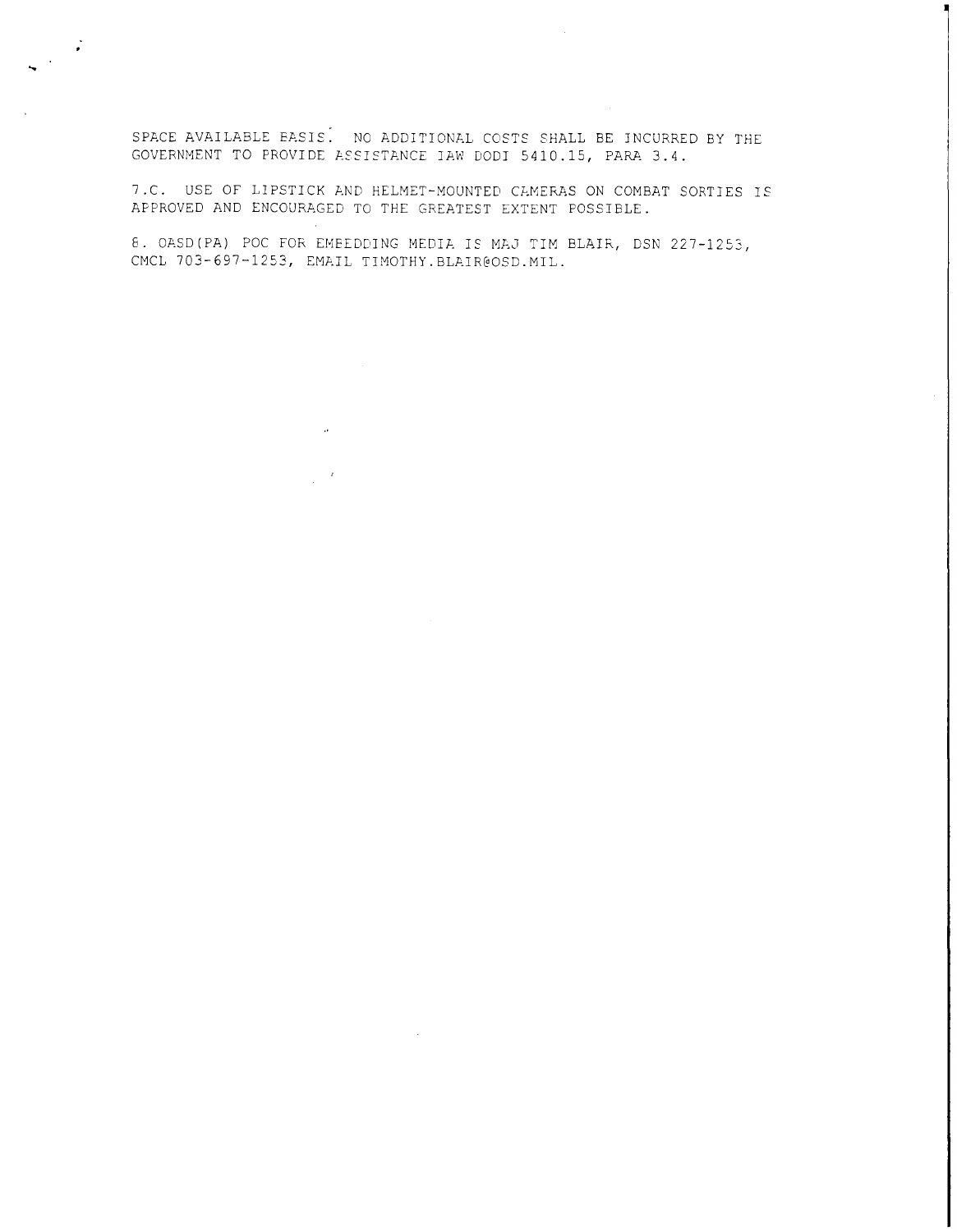SPACE AVAILABLE BASIS. NO ADDITIONAL COSTS SHALL BE INCURRED BY THE GOVERNMENT TO PROVIDE ASSISTANCE IAW DODI 5410.15, PARA 3.4.

7.C. USE OF LIPSTICK AND HELMET-MOUNTED CAMERAS ON COMBAT SORTIES IS APPROVED AND ENCOURAGED TO THE GREATEST EXTENT POSSIBLE.

8. OASD(PA) POC FOR EMBEDDING MEDIA IS MAJ TIM BLAIR, DSN 227-1253, CMCL 703-697-1253, EMAIL TIMOTHY.BLAIR@OSD.MIL.